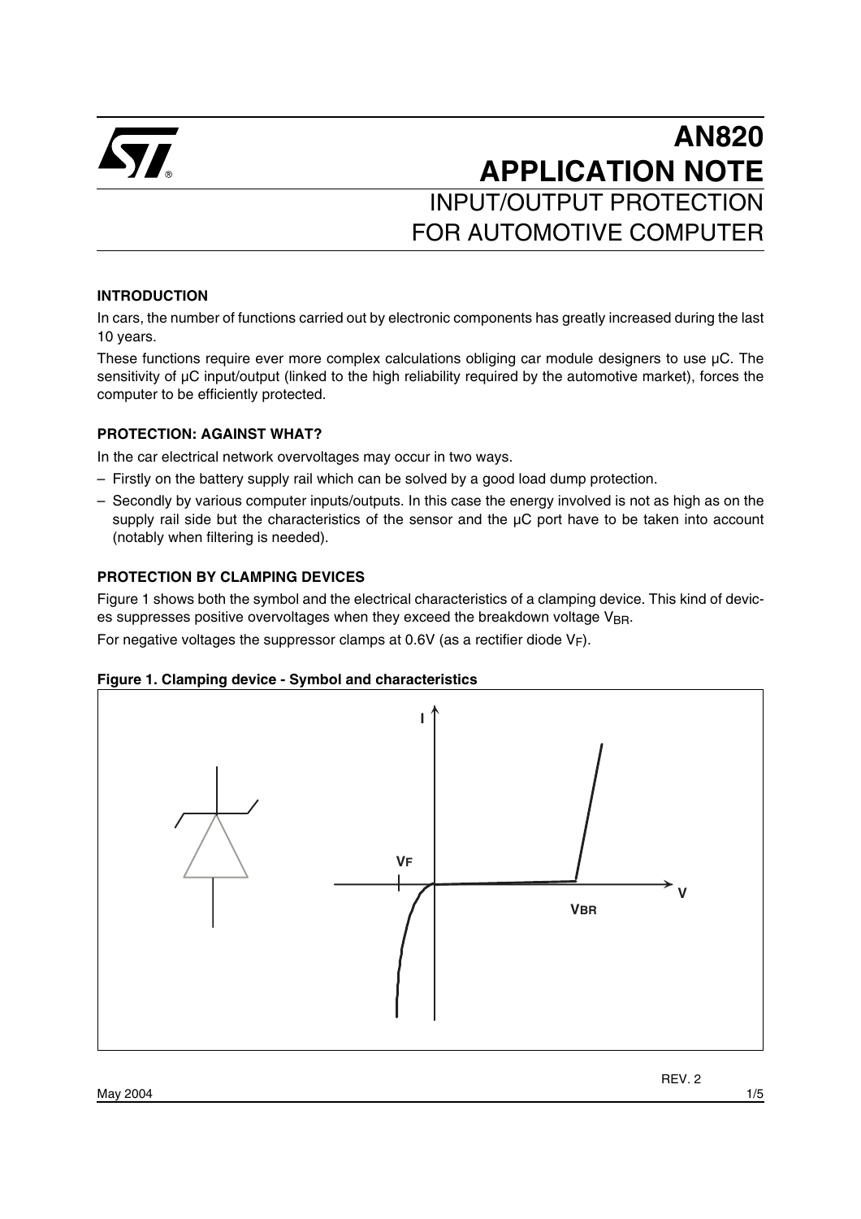# AN820 APPLICATION NOTE

## INPUT/OUTPUT PROTECTION FOR AUTOMOTIVE COMPUTER

### INTRODUCTION

In cars, the number of functions carried out by electronic components has greatly increased during the last 10 years.

These functions require ever more complex calculations obliging car module designers to use µC. The sensitivity of µC input/output (linked to the high reliability required by the automotive market), forces the computer to be efficiently protected.

### PROTECTION: AGAINST WHAT?

In the car electrical network overvoltages may occur in two ways.

– Firstly on the battery supply rail which can be solved by a good load dump protection.
– Secondly by various computer inputs/outputs. In this case the energy involved is not as high as on the supply rail side but the characteristics of the sensor and the µC port have to be taken into account (notably when filtering is needed).

### PROTECTION BY CLAMPING DEVICES

Figure 1 shows both the symbol and the electrical characteristics of a clamping device. This kind of devices suppresses positive overvoltages when they exceed the breakdown voltage $V_{BR}$.

For negative voltages the suppressor clamps at 0.6V (as a rectifier diode $V_F$).

**Figure 1. Clamping device - Symbol and characteristics**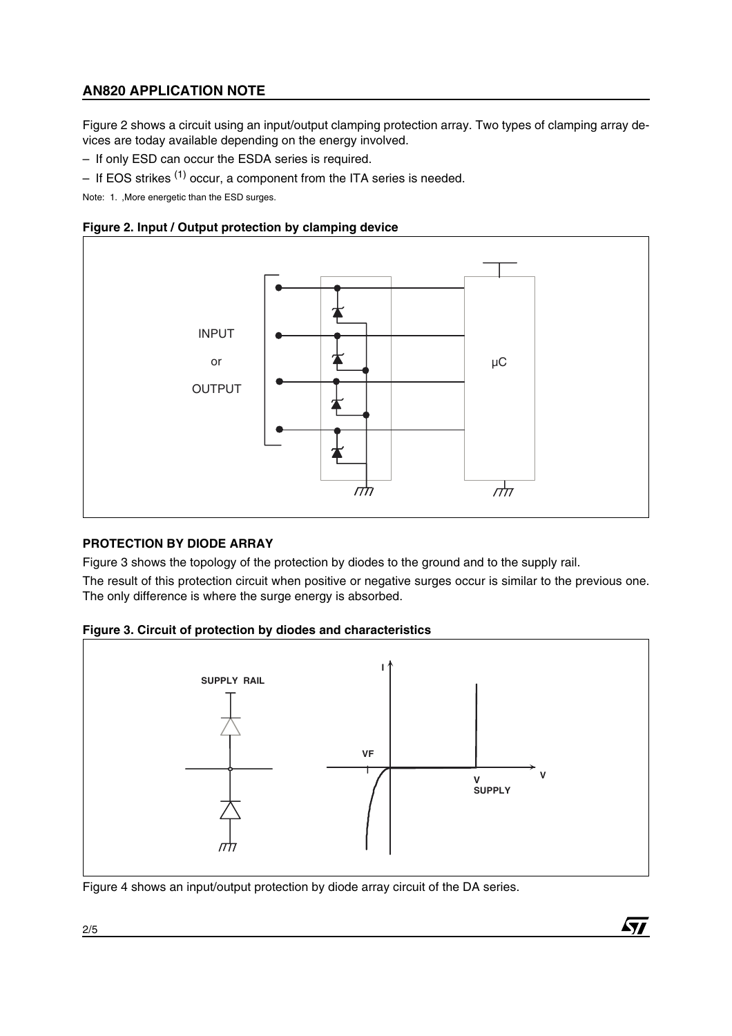Figure 2 shows a circuit using an input/output clamping protection array. Two types of clamping array devices are today available depending on the energy involved.

– If only ESD can occur the ESDA series is required.
– If EOS strikes [1] occur, a component from the ITA series is needed.

Note: 1. ,More energetic than the ESD surges.

**Figure 2. Input / Output protection by clamping device**

### PROTECTION BY DIODE ARRAY

Figure 3 shows the topology of the protection by diodes to the ground and to the supply rail.

The result of this protection circuit when positive or negative surges occur is similar to the previous one. The only difference is where the surge energy is absorbed.

**Figure 3. Circuit of protection by diodes and characteristics**

Figure 4 shows an input/output protection by diode array circuit of the DA series.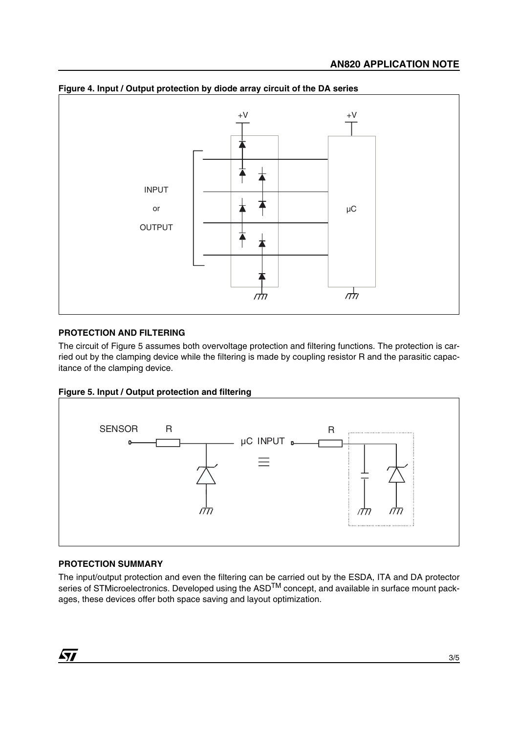**Figure 4. Input / Output protection by diode array circuit of the DA series**

## PROTECTION AND FILTERING

The circuit of Figure 5 assumes both overvoltage protection and filtering functions. The protection is carried out by the clamping device while the filtering is made by coupling resistor R and the parasitic capacitance of the clamping device.

**Figure 5. Input / Output protection and filtering**

## PROTECTION SUMMARY

The input/output protection and even the filtering can be carried out by the ESDA, ITA and DA protector series of STMicroelectronics. Developed using the ASD$^{TM}$ concept, and available in surface mount packages, these devices offer both space saving and layout optimization.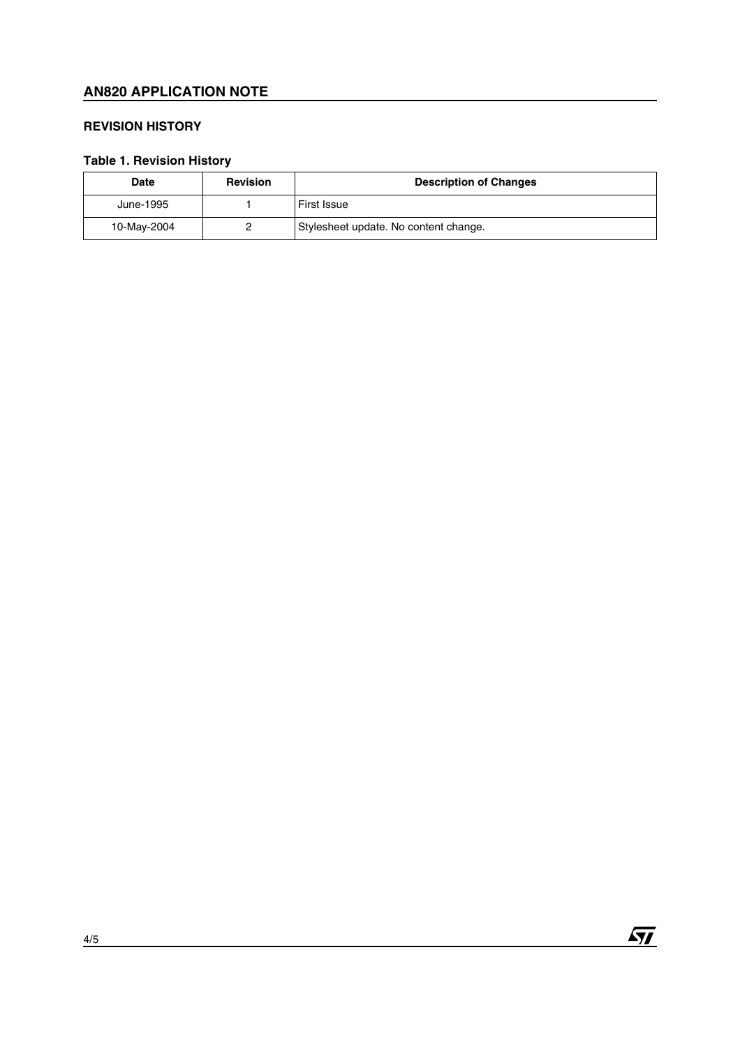## REVISION HISTORY

**Table 1. Revision History**

| Date | Revision | Description of Changes |
|---|---|---|
| June-1995 | 1 | First Issue |
| 10-May-2004 | 2 | Stylesheet update. No content change. |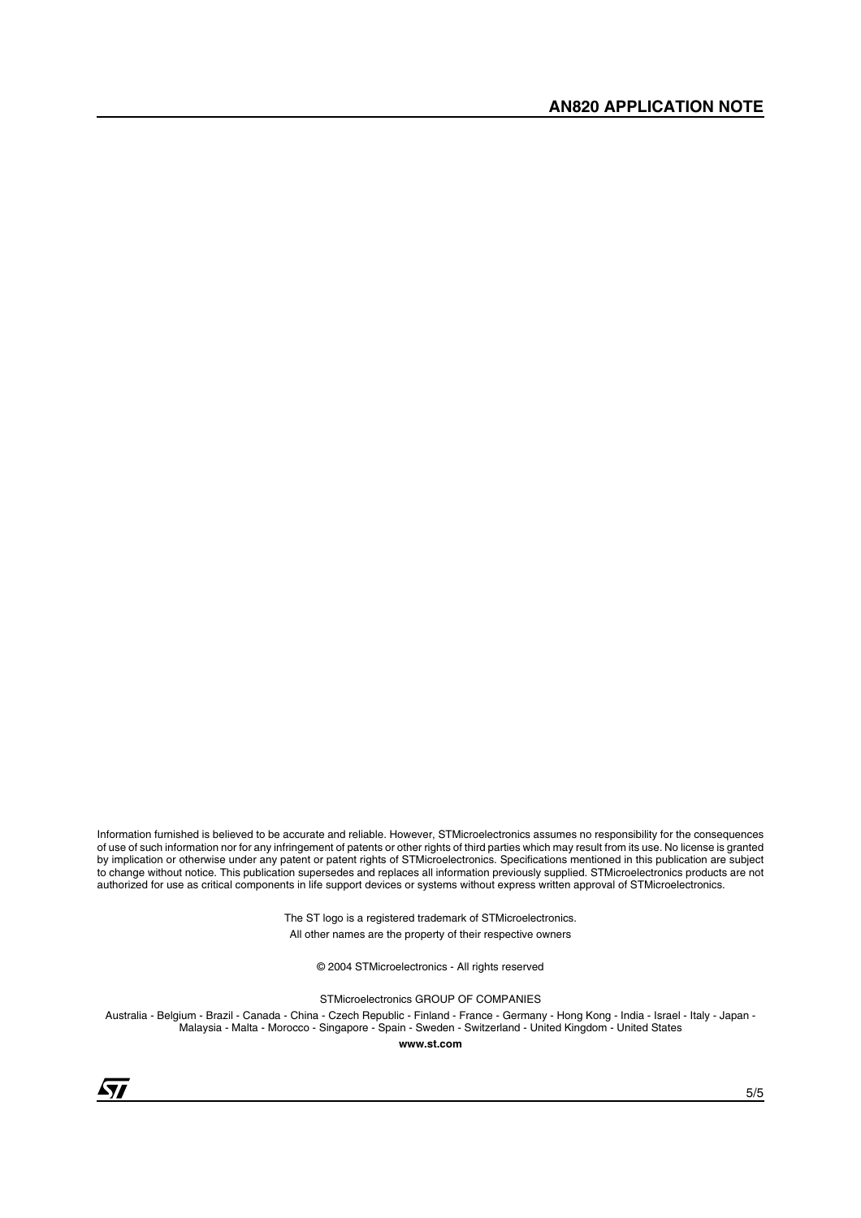Information furnished is believed to be accurate and reliable. However, STMicroelectronics assumes no responsibility for the consequences of use of such information nor for any infringement of patents or other rights of third parties which may result from its use. No license is granted by implication or otherwise under any patent or patent rights of STMicroelectronics. Specifications mentioned in this publication are subject to change without notice. This publication supersedes and replaces all information previously supplied. STMicroelectronics products are not authorized for use as critical components in life support devices or systems without express written approval of STMicroelectronics.

The ST logo is a registered trademark of STMicroelectronics.

All other names are the property of their respective owners

© 2004 STMicroelectronics - All rights reserved

STMicroelectronics GROUP OF COMPANIES

Australia - Belgium - Brazil - Canada - China - Czech Republic - Finland - France - Germany - Hong Kong - India - Israel - Italy - Japan - Malaysia - Malta - Morocco - Singapore - Spain - Sweden - Switzerland - United Kingdom - United States

**www.st.com**